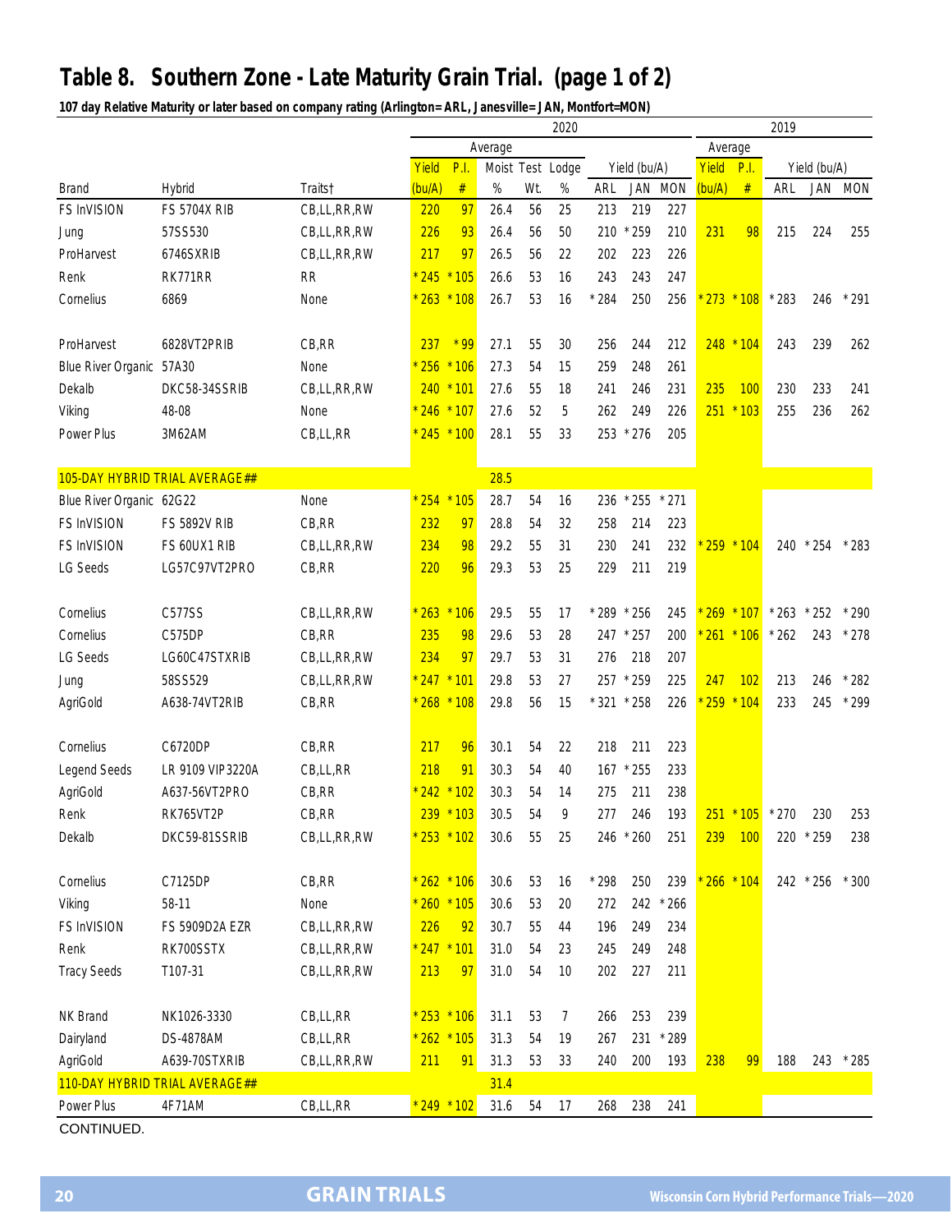# Table 8. Southern Zone - Late Maturity Grain Trial. (page 1 of 2)

**107 day Relative Maturity or later based on company rating (Arlington= ARL, Janesville= JAN, Montfort=MON)**

| | | | 2020 | | | | | | | | | 2019 | | | | |
|---|---|---|---|---|---|---|---|---|---|---|---|---|---|---|---|---|
| | | | Average | | | | | | | | | Average | | | | |
| | | | Yield | P.I. | Moist | Test | Lodge | Yield (bu/A) | | | | Yield | P.I. | Yield (bu/A) | | |
| Brand | Hybrid | Traits† | (bu/A) | # | % | Wt. | % | ARL | JAN | MON | | (bu/A) | # | ARL | JAN | MON |
| FS InVISION | FS 5704X RIB | CB,LL,RR,RW | 220 | 97 | 26.4 | 56 | 25 | 213 | 219 | 227 | | | | | | |
| Jung | 57SS530 | CB,LL,RR,RW | 226 | 93 | 26.4 | 56 | 50 | 210 | *259 | 210 | | 231 | 98 | 215 | 224 | 255 |
| ProHarvest | 6746SXRIB | CB,LL,RR,RW | 217 | 97 | 26.5 | 56 | 22 | 202 | 223 | 226 | | | | | | |
| Renk | RK771RR | RR | *245 | *105 | 26.6 | 53 | 16 | 243 | 243 | 247 | | | | | | |
| Cornelius | 6869 | None | *263 | *108 | 26.7 | 53 | 16 | *284 | 250 | 256 | | *273 | *108 | *283 | 246 | *291 |
| ProHarvest | 6828VT2PRIB | CB,RR | 237 | *99 | 27.1 | 55 | 30 | 256 | 244 | 212 | | 248 | *104 | 243 | 239 | 262 |
| Blue River Organic | 57A30 | None | *256 | *106 | 27.3 | 54 | 15 | 259 | 248 | 261 | | | | | | |
| Dekalb | DKC58-34SSRIB | CB,LL,RR,RW | 240 | *101 | 27.6 | 55 | 18 | 241 | 246 | 231 | | 235 | 100 | 230 | 233 | 241 |
| Viking | 48-08 | None | *246 | *107 | 27.6 | 52 | 5 | 262 | 249 | 226 | | 251 | *103 | 255 | 236 | 262 |
| Power Plus | 3M62AM | CB,LL,RR | *245 | *100 | 28.1 | 55 | 33 | 253 | *276 | 205 | | | | | | |
| 105-DAY HYBRID TRIAL AVERAGE## | | | | | 28.5 | | | | | | | | | | | |
| Blue River Organic | 62G22 | None | *254 | *105 | 28.7 | 54 | 16 | 236 | *255 | *271 | | | | | | |
| FS InVISION | FS 5892V RIB | CB,RR | 232 | 97 | 28.8 | 54 | 32 | 258 | 214 | 223 | | | | | | |
| FS InVISION | FS 60UX1 RIB | CB,LL,RR,RW | 234 | 98 | 29.2 | 55 | 31 | 230 | 241 | 232 | | *259 | *104 | 240 | *254 | *283 |
| LG Seeds | LG57C97VT2PRO | CB,RR | 220 | 96 | 29.3 | 53 | 25 | 229 | 211 | 219 | | | | | | |
| Cornelius | C577SS | CB,LL,RR,RW | *263 | *106 | 29.5 | 55 | 17 | *289 | *256 | 245 | | *269 | *107 | *263 | *252 | *290 |
| Cornelius | C575DP | CB,RR | 235 | 98 | 29.6 | 53 | 28 | 247 | *257 | 200 | | *261 | *106 | *262 | 243 | *278 |
| LG Seeds | LG60C47STXRIB | CB,LL,RR,RW | 234 | 97 | 29.7 | 53 | 31 | 276 | 218 | 207 | | | | | | |
| Jung | 58SS529 | CB,LL,RR,RW | *247 | *101 | 29.8 | 53 | 27 | 257 | *259 | 225 | | 247 | 102 | 213 | 246 | *282 |
| AgriGold | A638-74VT2RIB | CB,RR | *268 | *108 | 29.8 | 56 | 15 | *321 | *258 | 226 | | *259 | *104 | 233 | 245 | *299 |
| Cornelius | C6720DP | CB,RR | 217 | 96 | 30.1 | 54 | 22 | 218 | 211 | 223 | | | | | | |
| Legend Seeds | LR 9109 VIP3220A | CB,LL,RR | 218 | 91 | 30.3 | 54 | 40 | 167 | *255 | 233 | | | | | | |
| AgriGold | A637-56VT2PRO | CB,RR | *242 | *102 | 30.3 | 54 | 14 | 275 | 211 | 238 | | | | | | |
| Renk | RK765VT2P | CB,RR | 239 | *103 | 30.5 | 54 | 9 | 277 | 246 | 193 | | 251 | *105 | *270 | 230 | 253 |
| Dekalb | DKC59-81SSRIB | CB,LL,RR,RW | *253 | *102 | 30.6 | 55 | 25 | 246 | *260 | 251 | | 239 | 100 | 220 | *259 | 238 |
| Cornelius | C7125DP | CB,RR | *262 | *106 | 30.6 | 53 | 16 | *298 | 250 | 239 | | *266 | *104 | 242 | *256 | *300 |
| Viking | 58-11 | None | *260 | *105 | 30.6 | 53 | 20 | 272 | 242 | *266 | | | | | | |
| FS InVISION | FS 5909D2A EZR | CB,LL,RR,RW | 226 | 92 | 30.7 | 55 | 44 | 196 | 249 | 234 | | | | | | |
| Renk | RK700SSTX | CB,LL,RR,RW | *247 | *101 | 31.0 | 54 | 23 | 245 | 249 | 248 | | | | | | |
| Tracy Seeds | T107-31 | CB,LL,RR,RW | 213 | 97 | 31.0 | 54 | 10 | 202 | 227 | 211 | | | | | | |
| NK Brand | NK1026-3330 | CB,LL,RR | *253 | *106 | 31.1 | 53 | 7 | 266 | 253 | 239 | | | | | | |
| Dairyland | DS-4878AM | CB,LL,RR | *262 | *105 | 31.3 | 54 | 19 | 267 | 231 | *289 | | | | | | |
| AgriGold | A639-70STXRIB | CB,LL,RR,RW | 211 | 91 | 31.3 | 53 | 33 | 240 | 200 | 193 | | 238 | 99 | 188 | 243 | *285 |
| 110-DAY HYBRID TRIAL AVERAGE## | | | | | 31.4 | | | | | | | | | | | |
| Power Plus | 4F71AM | CB,LL,RR | *249 | *102 | 31.6 | 54 | 17 | 268 | 238 | 241 | | | | | | |

CONTINUED.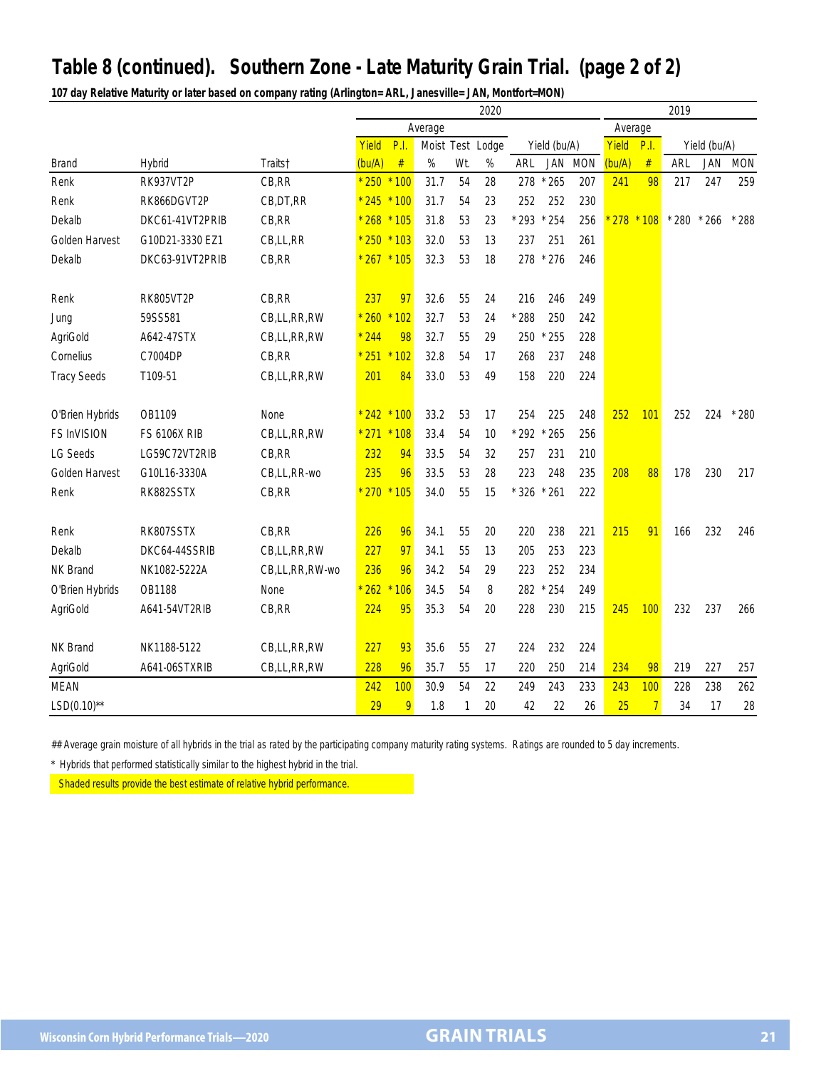## Table 8 (continued). Southern Zone - Late Maturity Grain Trial. (page 2 of 2)

**107 day Relative Maturity or later based on company rating (Arlington= ARL, Janesville= JAN, Montfort=MON)**

| | | | 2020 | | | | | | | | 2019 | | | | |
|---|---|---|---|---|---|---|---|---|---|---|---|---|---|---|---|
| | | | Average | | | | | | | | Average | | | | |
| | | | Yield | P.I. | Moist | Test | Lodge | Yield (bu/A) | | | Yield | P.I. | Yield (bu/A) | | |
| Brand | Hybrid | Traits† | (bu/A) | # | % | Wt. | % | ARL | JAN | MON | (bu/A) | # | ARL | JAN | MON |
| Renk | RK937VT2P | CB,RR | *250 | *100 | 31.7 | 54 | 28 | 278 | *265 | 207 | 241 | 98 | 217 | 247 | 259 |
| Renk | RK866DGVT2P | CB,DT,RR | *245 | *100 | 31.7 | 54 | 23 | 252 | 252 | 230 | | | | | |
| Dekalb | DKC61-41VT2PRIB | CB,RR | *268 | *105 | 31.8 | 53 | 23 | *293 | *254 | 256 | *278 | *108 | *280 | *266 | *288 |
| Golden Harvest | G10D21-3330 EZ1 | CB,LL,RR | *250 | *103 | 32.0 | 53 | 13 | 237 | 251 | 261 | | | | | |
| Dekalb | DKC63-91VT2PRIB | CB,RR | *267 | *105 | 32.3 | 53 | 18 | 278 | *276 | 246 | | | | | |
| Renk | RK805VT2P | CB,RR | 237 | 97 | 32.6 | 55 | 24 | 216 | 246 | 249 | | | | | |
| Jung | 59SS581 | CB,LL,RR,RW | *260 | *102 | 32.7 | 53 | 24 | *288 | 250 | 242 | | | | | |
| AgriGold | A642-47STX | CB,LL,RR,RW | *244 | 98 | 32.7 | 55 | 29 | 250 | *255 | 228 | | | | | |
| Cornelius | C7004DP | CB,RR | *251 | *102 | 32.8 | 54 | 17 | 268 | 237 | 248 | | | | | |
| Tracy Seeds | T109-51 | CB,LL,RR,RW | 201 | 84 | 33.0 | 53 | 49 | 158 | 220 | 224 | | | | | |
| O'Brien Hybrids | OB1109 | None | *242 | *100 | 33.2 | 53 | 17 | 254 | 225 | 248 | 252 | 101 | 252 | 224 | *280 |
| FS InVISION | FS 6106X RIB | CB,LL,RR,RW | *271 | *108 | 33.4 | 54 | 10 | *292 | *265 | 256 | | | | | |
| LG Seeds | LG59C72VT2RIB | CB,RR | 232 | 94 | 33.5 | 54 | 32 | 257 | 231 | 210 | | | | | |
| Golden Harvest | G10L16-3330A | CB,LL,RR-wo | 235 | 96 | 33.5 | 53 | 28 | 223 | 248 | 235 | 208 | 88 | 178 | 230 | 217 |
| Renk | RK882SSTX | CB,RR | *270 | *105 | 34.0 | 55 | 15 | *326 | *261 | 222 | | | | | |
| Renk | RK807SSTX | CB,RR | 226 | 96 | 34.1 | 55 | 20 | 220 | 238 | 221 | 215 | 91 | 166 | 232 | 246 |
| Dekalb | DKC64-44SSRIB | CB,LL,RR,RW | 227 | 97 | 34.1 | 55 | 13 | 205 | 253 | 223 | | | | | |
| NK Brand | NK1082-5222A | CB,LL,RR,RW-wo | 236 | 96 | 34.2 | 54 | 29 | 223 | 252 | 234 | | | | | |
| O'Brien Hybrids | OB1188 | None | *262 | *106 | 34.5 | 54 | 8 | 282 | *254 | 249 | | | | | |
| AgriGold | A641-54VT2RIB | CB,RR | 224 | 95 | 35.3 | 54 | 20 | 228 | 230 | 215 | 245 | 100 | 232 | 237 | 266 |
| NK Brand | NK1188-5122 | CB,LL,RR,RW | 227 | 93 | 35.6 | 55 | 27 | 224 | 232 | 224 | | | | | |
| AgriGold | A641-06STXRIB | CB,LL,RR,RW | 228 | 96 | 35.7 | 55 | 17 | 220 | 250 | 214 | 234 | 98 | 219 | 227 | 257 |
| MEAN | | | 242 | 100 | 30.9 | 54 | 22 | 249 | 243 | 233 | 243 | 100 | 228 | 238 | 262 |
| LSD(0.10)** | | | 29 | 9 | 1.8 | 1 | 20 | 42 | 22 | 26 | 25 | 7 | 34 | 17 | 28 |

## Average grain moisture of all hybrids in the trial as rated by the participating company maturity rating systems. Ratings are rounded to 5 day increments.

\* Hybrids that performed statistically similar to the highest hybrid in the trial.

Shaded results provide the best estimate of relative hybrid performance.